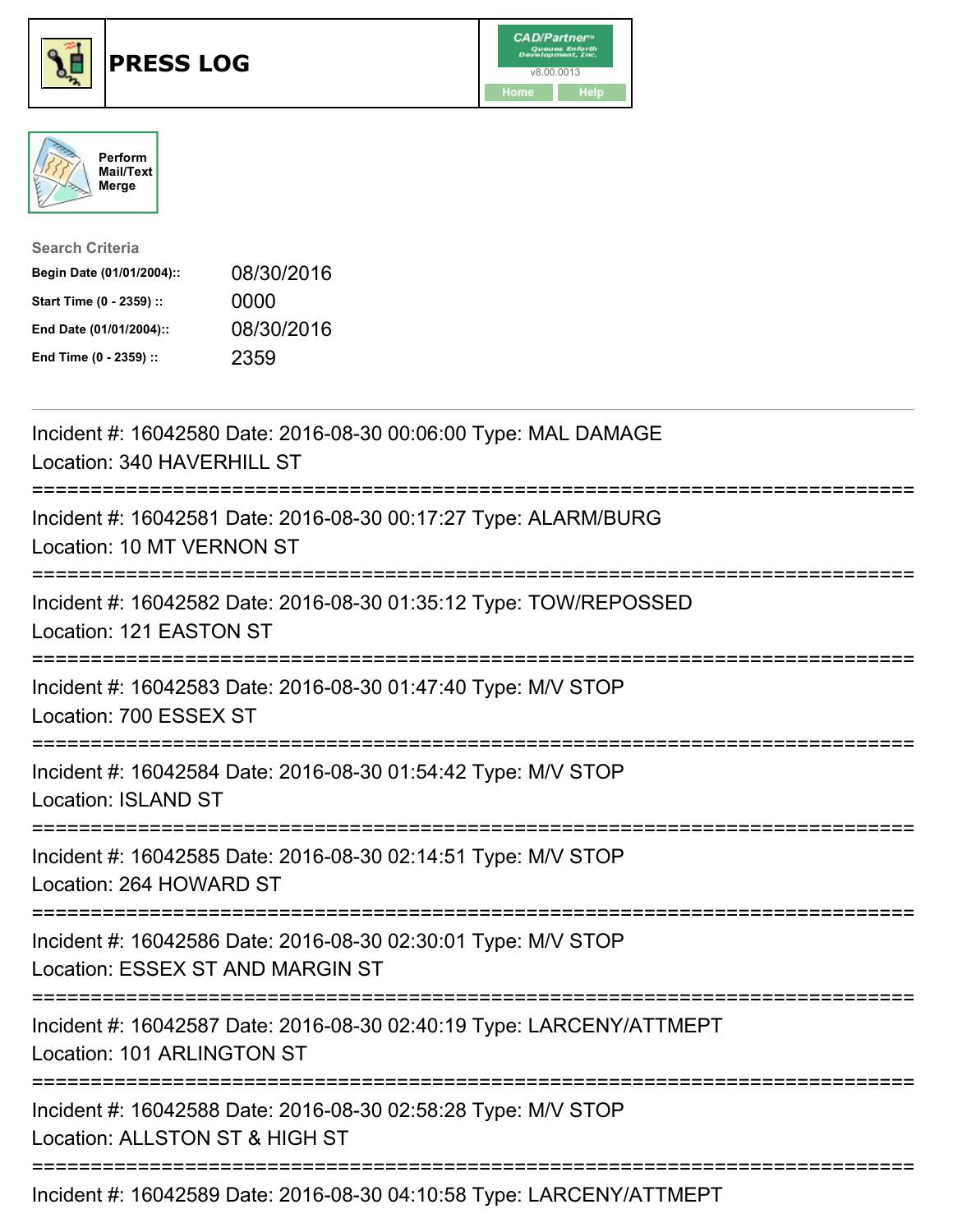# PRESS LOG

CAD/Partner™
v8.00.0013
Home Help

Perform Mail/Text Merge

**Search Criteria**

| | |
|---|---|
| **Begin Date (01/01/2004)::** | 08/30/2016 |
| **Start Time (0 - 2359) ::** | 0000 |
| **End Date (01/01/2004)::** | 08/30/2016 |
| **End Time (0 - 2359) ::** | 2359 |

---

Incident #: 16042580 Date: 2016-08-30 00:06:00 Type: MAL DAMAGE
Location: 340 HAVERHILL ST

===========================================================================

Incident #: 16042581 Date: 2016-08-30 00:17:27 Type: ALARM/BURG
Location: 10 MT VERNON ST

===========================================================================

Incident #: 16042582 Date: 2016-08-30 01:35:12 Type: TOW/REPOSSED
Location: 121 EASTON ST

===========================================================================

Incident #: 16042583 Date: 2016-08-30 01:47:40 Type: M/V STOP
Location: 700 ESSEX ST

===========================================================================

Incident #: 16042584 Date: 2016-08-30 01:54:42 Type: M/V STOP
Location: ISLAND ST

===========================================================================

Incident #: 16042585 Date: 2016-08-30 02:14:51 Type: M/V STOP
Location: 264 HOWARD ST

===========================================================================

Incident #: 16042586 Date: 2016-08-30 02:30:01 Type: M/V STOP
Location: ESSEX ST AND MARGIN ST

===========================================================================

Incident #: 16042587 Date: 2016-08-30 02:40:19 Type: LARCENY/ATTMEPT
Location: 101 ARLINGTON ST

===========================================================================

Incident #: 16042588 Date: 2016-08-30 02:58:28 Type: M/V STOP
Location: ALLSTON ST & HIGH ST

===========================================================================

Incident #: 16042589 Date: 2016-08-30 04:10:58 Type: LARCENY/ATTMEPT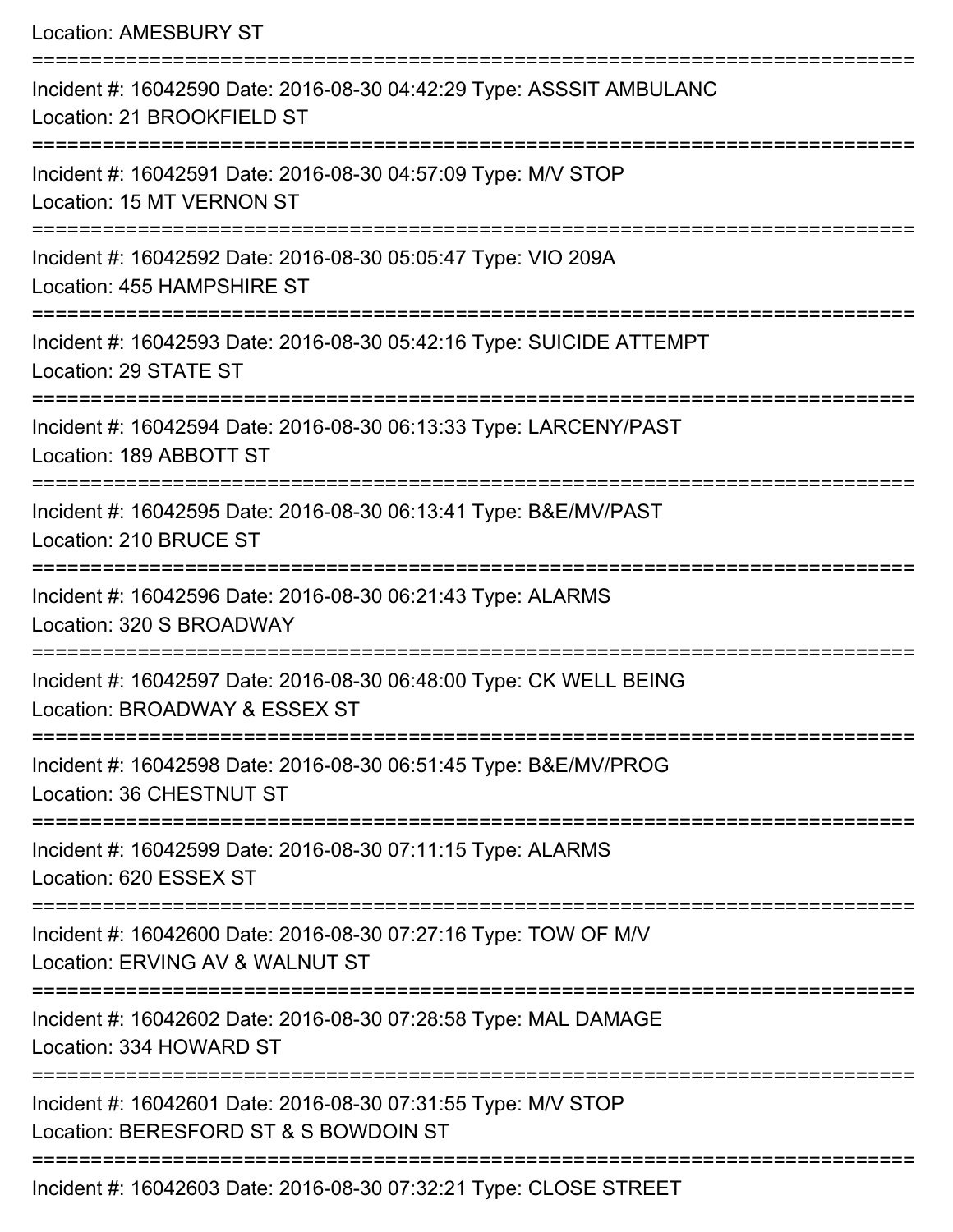Location: AMESBURY ST

===========================================================================

Incident #: 16042590 Date: 2016-08-30 04:42:29 Type: ASSSIT AMBULANC
Location: 21 BROOKFIELD ST

===========================================================================

Incident #: 16042591 Date: 2016-08-30 04:57:09 Type: M/V STOP
Location: 15 MT VERNON ST

===========================================================================

Incident #: 16042592 Date: 2016-08-30 05:05:47 Type: VIO 209A
Location: 455 HAMPSHIRE ST

===========================================================================

Incident #: 16042593 Date: 2016-08-30 05:42:16 Type: SUICIDE ATTEMPT
Location: 29 STATE ST

===========================================================================

Incident #: 16042594 Date: 2016-08-30 06:13:33 Type: LARCENY/PAST
Location: 189 ABBOTT ST

===========================================================================

Incident #: 16042595 Date: 2016-08-30 06:13:41 Type: B&E/MV/PAST
Location: 210 BRUCE ST

===========================================================================

Incident #: 16042596 Date: 2016-08-30 06:21:43 Type: ALARMS
Location: 320 S BROADWAY

===========================================================================

Incident #: 16042597 Date: 2016-08-30 06:48:00 Type: CK WELL BEING
Location: BROADWAY & ESSEX ST

===========================================================================

Incident #: 16042598 Date: 2016-08-30 06:51:45 Type: B&E/MV/PROG
Location: 36 CHESTNUT ST

===========================================================================

Incident #: 16042599 Date: 2016-08-30 07:11:15 Type: ALARMS
Location: 620 ESSEX ST

===========================================================================

Incident #: 16042600 Date: 2016-08-30 07:27:16 Type: TOW OF M/V
Location: ERVING AV & WALNUT ST

===========================================================================

Incident #: 16042602 Date: 2016-08-30 07:28:58 Type: MAL DAMAGE
Location: 334 HOWARD ST

===========================================================================

Incident #: 16042601 Date: 2016-08-30 07:31:55 Type: M/V STOP
Location: BERESFORD ST & S BOWDOIN ST

===========================================================================

Incident #: 16042603 Date: 2016-08-30 07:32:21 Type: CLOSE STREET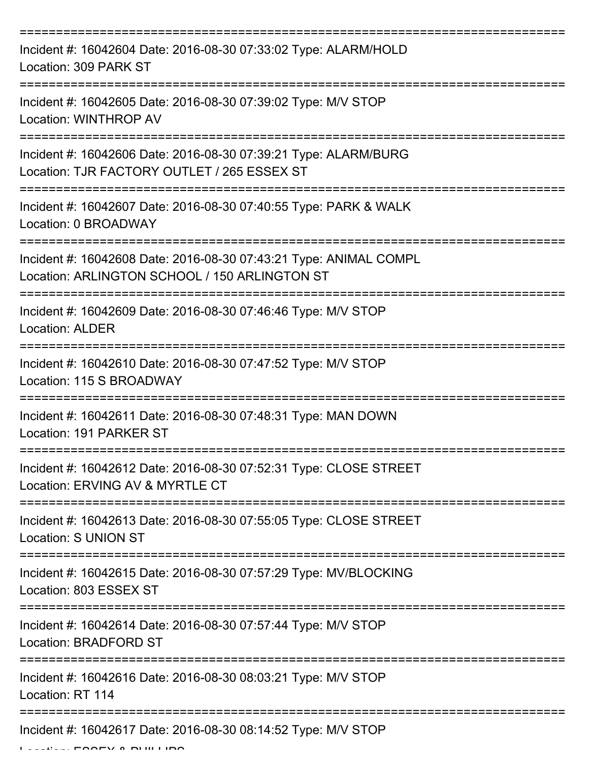===========================================================================

Incident #: 16042604 Date: 2016-08-30 07:33:02 Type: ALARM/HOLD
Location: 309 PARK ST

===========================================================================

Incident #: 16042605 Date: 2016-08-30 07:39:02 Type: M/V STOP
Location: WINTHROP AV

===========================================================================

Incident #: 16042606 Date: 2016-08-30 07:39:21 Type: ALARM/BURG
Location: TJR FACTORY OUTLET / 265 ESSEX ST

===========================================================================

Incident #: 16042607 Date: 2016-08-30 07:40:55 Type: PARK & WALK
Location: 0 BROADWAY

===========================================================================

Incident #: 16042608 Date: 2016-08-30 07:43:21 Type: ANIMAL COMPL
Location: ARLINGTON SCHOOL / 150 ARLINGTON ST

===========================================================================

Incident #: 16042609 Date: 2016-08-30 07:46:46 Type: M/V STOP
Location: ALDER

===========================================================================

Incident #: 16042610 Date: 2016-08-30 07:47:52 Type: M/V STOP
Location: 115 S BROADWAY

===========================================================================

Incident #: 16042611 Date: 2016-08-30 07:48:31 Type: MAN DOWN
Location: 191 PARKER ST

===========================================================================

Incident #: 16042612 Date: 2016-08-30 07:52:31 Type: CLOSE STREET
Location: ERVING AV & MYRTLE CT

===========================================================================

Incident #: 16042613 Date: 2016-08-30 07:55:05 Type: CLOSE STREET
Location: S UNION ST

===========================================================================

Incident #: 16042615 Date: 2016-08-30 07:57:29 Type: MV/BLOCKING
Location: 803 ESSEX ST

===========================================================================

Incident #: 16042614 Date: 2016-08-30 07:57:44 Type: M/V STOP
Location: BRADFORD ST

===========================================================================

Incident #: 16042616 Date: 2016-08-30 08:03:21 Type: M/V STOP
Location: RT 114

===========================================================================

Incident #: 16042617 Date: 2016-08-30 08:14:52 Type: M/V STOP
Location: ESSEX & PHILLIPS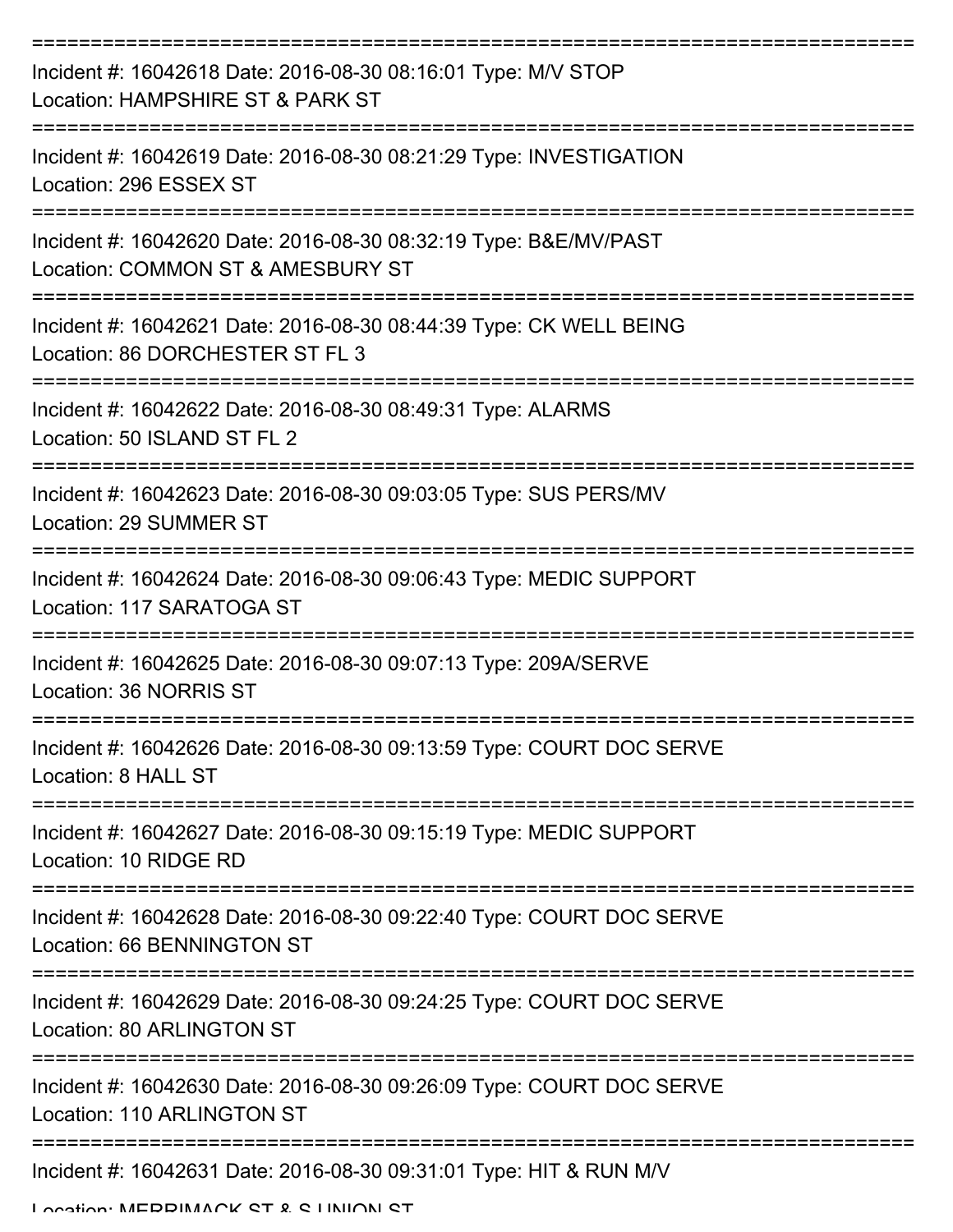===========================================================================

Incident #: 16042618 Date: 2016-08-30 08:16:01 Type: M/V STOP
Location: HAMPSHIRE ST & PARK ST

===========================================================================

Incident #: 16042619 Date: 2016-08-30 08:21:29 Type: INVESTIGATION
Location: 296 ESSEX ST

===========================================================================

Incident #: 16042620 Date: 2016-08-30 08:32:19 Type: B&E/MV/PAST
Location: COMMON ST & AMESBURY ST

===========================================================================

Incident #: 16042621 Date: 2016-08-30 08:44:39 Type: CK WELL BEING
Location: 86 DORCHESTER ST FL 3

===========================================================================

Incident #: 16042622 Date: 2016-08-30 08:49:31 Type: ALARMS
Location: 50 ISLAND ST FL 2

===========================================================================

Incident #: 16042623 Date: 2016-08-30 09:03:05 Type: SUS PERS/MV
Location: 29 SUMMER ST

===========================================================================

Incident #: 16042624 Date: 2016-08-30 09:06:43 Type: MEDIC SUPPORT
Location: 117 SARATOGA ST

===========================================================================

Incident #: 16042625 Date: 2016-08-30 09:07:13 Type: 209A/SERVE
Location: 36 NORRIS ST

===========================================================================

Incident #: 16042626 Date: 2016-08-30 09:13:59 Type: COURT DOC SERVE
Location: 8 HALL ST

===========================================================================

Incident #: 16042627 Date: 2016-08-30 09:15:19 Type: MEDIC SUPPORT
Location: 10 RIDGE RD

===========================================================================

Incident #: 16042628 Date: 2016-08-30 09:22:40 Type: COURT DOC SERVE
Location: 66 BENNINGTON ST

===========================================================================

Incident #: 16042629 Date: 2016-08-30 09:24:25 Type: COURT DOC SERVE
Location: 80 ARLINGTON ST

===========================================================================

Incident #: 16042630 Date: 2016-08-30 09:26:09 Type: COURT DOC SERVE
Location: 110 ARLINGTON ST

===========================================================================

Incident #: 16042631 Date: 2016-08-30 09:31:01 Type: HIT & RUN M/V
Location: MERRIMACK ST & S UNION ST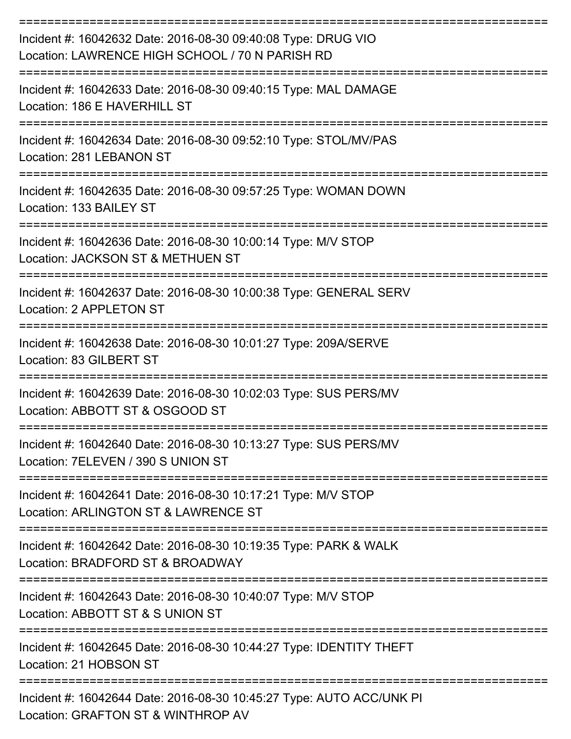Incident #: 16042632 Date: 2016-08-30 09:40:08 Type: DRUG VIO
Location: LAWRENCE HIGH SCHOOL / 70 N PARISH RD

Incident #: 16042633 Date: 2016-08-30 09:40:15 Type: MAL DAMAGE
Location: 186 E HAVERHILL ST

Incident #: 16042634 Date: 2016-08-30 09:52:10 Type: STOL/MV/PAS
Location: 281 LEBANON ST

Incident #: 16042635 Date: 2016-08-30 09:57:25 Type: WOMAN DOWN
Location: 133 BAILEY ST

Incident #: 16042636 Date: 2016-08-30 10:00:14 Type: M/V STOP
Location: JACKSON ST & METHUEN ST

Incident #: 16042637 Date: 2016-08-30 10:00:38 Type: GENERAL SERV
Location: 2 APPLETON ST

Incident #: 16042638 Date: 2016-08-30 10:01:27 Type: 209A/SERVE
Location: 83 GILBERT ST

Incident #: 16042639 Date: 2016-08-30 10:02:03 Type: SUS PERS/MV
Location: ABBOTT ST & OSGOOD ST

Incident #: 16042640 Date: 2016-08-30 10:13:27 Type: SUS PERS/MV
Location: 7ELEVEN / 390 S UNION ST

Incident #: 16042641 Date: 2016-08-30 10:17:21 Type: M/V STOP
Location: ARLINGTON ST & LAWRENCE ST

Incident #: 16042642 Date: 2016-08-30 10:19:35 Type: PARK & WALK
Location: BRADFORD ST & BROADWAY

Incident #: 16042643 Date: 2016-08-30 10:40:07 Type: M/V STOP
Location: ABBOTT ST & S UNION ST

Incident #: 16042645 Date: 2016-08-30 10:44:27 Type: IDENTITY THEFT
Location: 21 HOBSON ST

Incident #: 16042644 Date: 2016-08-30 10:45:27 Type: AUTO ACC/UNK PI
Location: GRAFTON ST & WINTHROP AV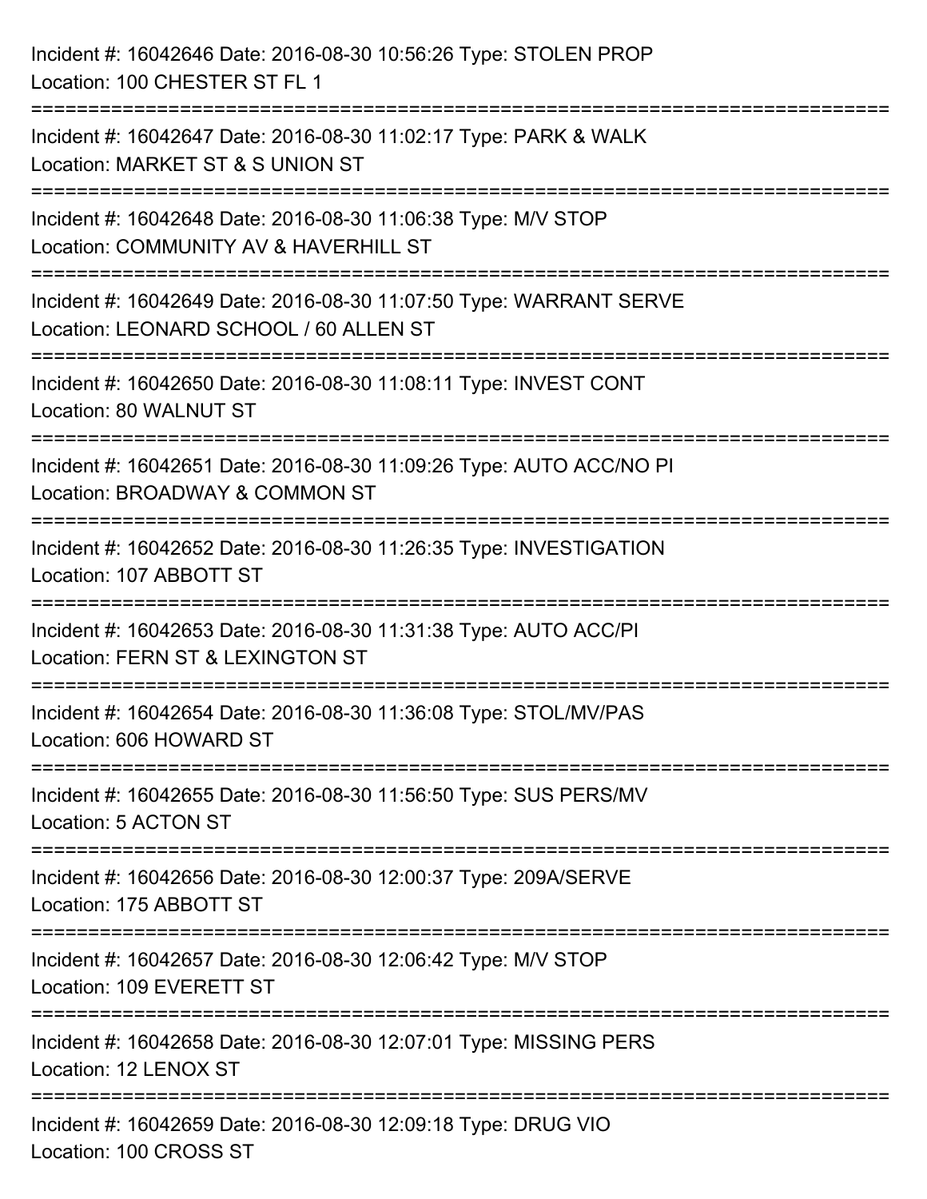Incident #: 16042646 Date: 2016-08-30 10:56:26 Type: STOLEN PROP
Location: 100 CHESTER ST FL 1

===========================================================================

Incident #: 16042647 Date: 2016-08-30 11:02:17 Type: PARK & WALK
Location: MARKET ST & S UNION ST

===========================================================================

Incident #: 16042648 Date: 2016-08-30 11:06:38 Type: M/V STOP
Location: COMMUNITY AV & HAVERHILL ST

===========================================================================

Incident #: 16042649 Date: 2016-08-30 11:07:50 Type: WARRANT SERVE
Location: LEONARD SCHOOL / 60 ALLEN ST

===========================================================================

Incident #: 16042650 Date: 2016-08-30 11:08:11 Type: INVEST CONT
Location: 80 WALNUT ST

===========================================================================

Incident #: 16042651 Date: 2016-08-30 11:09:26 Type: AUTO ACC/NO PI
Location: BROADWAY & COMMON ST

===========================================================================

Incident #: 16042652 Date: 2016-08-30 11:26:35 Type: INVESTIGATION
Location: 107 ABBOTT ST

===========================================================================

Incident #: 16042653 Date: 2016-08-30 11:31:38 Type: AUTO ACC/PI
Location: FERN ST & LEXINGTON ST

===========================================================================

Incident #: 16042654 Date: 2016-08-30 11:36:08 Type: STOL/MV/PAS
Location: 606 HOWARD ST

===========================================================================

Incident #: 16042655 Date: 2016-08-30 11:56:50 Type: SUS PERS/MV
Location: 5 ACTON ST

===========================================================================

Incident #: 16042656 Date: 2016-08-30 12:00:37 Type: 209A/SERVE
Location: 175 ABBOTT ST

===========================================================================

Incident #: 16042657 Date: 2016-08-30 12:06:42 Type: M/V STOP
Location: 109 EVERETT ST

===========================================================================

Incident #: 16042658 Date: 2016-08-30 12:07:01 Type: MISSING PERS
Location: 12 LENOX ST

===========================================================================

Incident #: 16042659 Date: 2016-08-30 12:09:18 Type: DRUG VIO
Location: 100 CROSS ST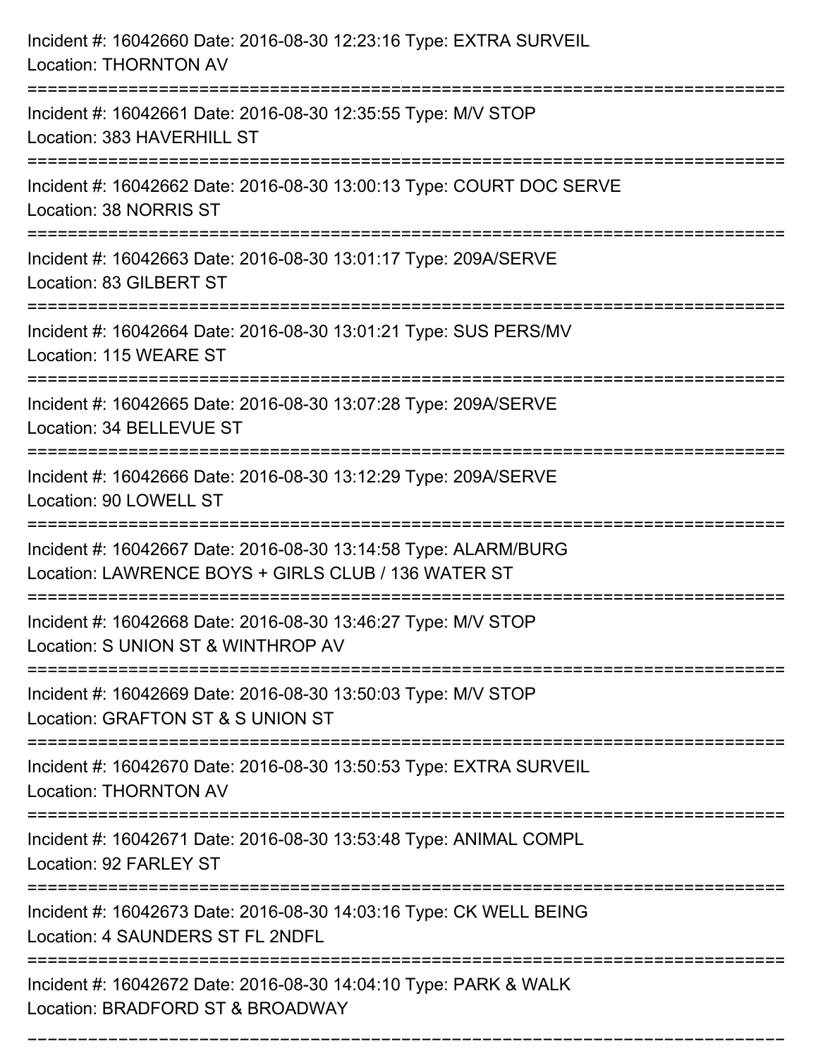Incident #: 16042660 Date: 2016-08-30 12:23:16 Type: EXTRA SURVEIL
Location: THORNTON AV

===========================================================================

Incident #: 16042661 Date: 2016-08-30 12:35:55 Type: M/V STOP
Location: 383 HAVERHILL ST

===========================================================================

Incident #: 16042662 Date: 2016-08-30 13:00:13 Type: COURT DOC SERVE
Location: 38 NORRIS ST

===========================================================================

Incident #: 16042663 Date: 2016-08-30 13:01:17 Type: 209A/SERVE
Location: 83 GILBERT ST

===========================================================================

Incident #: 16042664 Date: 2016-08-30 13:01:21 Type: SUS PERS/MV
Location: 115 WEARE ST

===========================================================================

Incident #: 16042665 Date: 2016-08-30 13:07:28 Type: 209A/SERVE
Location: 34 BELLEVUE ST

===========================================================================

Incident #: 16042666 Date: 2016-08-30 13:12:29 Type: 209A/SERVE
Location: 90 LOWELL ST

===========================================================================

Incident #: 16042667 Date: 2016-08-30 13:14:58 Type: ALARM/BURG
Location: LAWRENCE BOYS + GIRLS CLUB / 136 WATER ST

===========================================================================

Incident #: 16042668 Date: 2016-08-30 13:46:27 Type: M/V STOP
Location: S UNION ST & WINTHROP AV

===========================================================================

Incident #: 16042669 Date: 2016-08-30 13:50:03 Type: M/V STOP
Location: GRAFTON ST & S UNION ST

===========================================================================

Incident #: 16042670 Date: 2016-08-30 13:50:53 Type: EXTRA SURVEIL
Location: THORNTON AV

===========================================================================

Incident #: 16042671 Date: 2016-08-30 13:53:48 Type: ANIMAL COMPL
Location: 92 FARLEY ST

===========================================================================

Incident #: 16042673 Date: 2016-08-30 14:03:16 Type: CK WELL BEING
Location: 4 SAUNDERS ST FL 2NDFL

===========================================================================

Incident #: 16042672 Date: 2016-08-30 14:04:10 Type: PARK & WALK
Location: BRADFORD ST & BROADWAY

===========================================================================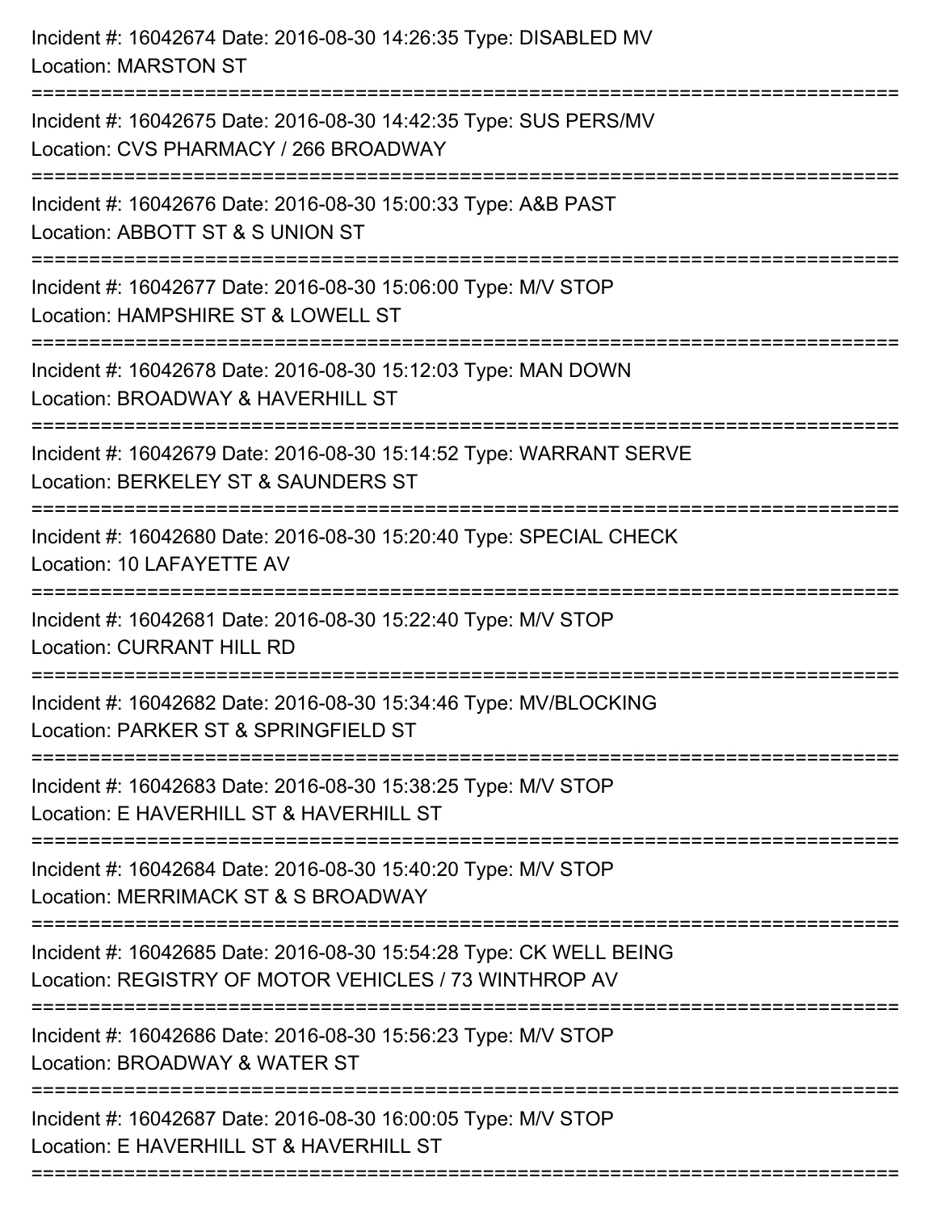Incident #: 16042674 Date: 2016-08-30 14:26:35 Type: DISABLED MV
Location: MARSTON ST

===========================================================================

Incident #: 16042675 Date: 2016-08-30 14:42:35 Type: SUS PERS/MV
Location: CVS PHARMACY / 266 BROADWAY

===========================================================================

Incident #: 16042676 Date: 2016-08-30 15:00:33 Type: A&B PAST
Location: ABBOTT ST & S UNION ST

===========================================================================

Incident #: 16042677 Date: 2016-08-30 15:06:00 Type: M/V STOP
Location: HAMPSHIRE ST & LOWELL ST

===========================================================================

Incident #: 16042678 Date: 2016-08-30 15:12:03 Type: MAN DOWN
Location: BROADWAY & HAVERHILL ST

===========================================================================

Incident #: 16042679 Date: 2016-08-30 15:14:52 Type: WARRANT SERVE
Location: BERKELEY ST & SAUNDERS ST

===========================================================================

Incident #: 16042680 Date: 2016-08-30 15:20:40 Type: SPECIAL CHECK
Location: 10 LAFAYETTE AV

===========================================================================

Incident #: 16042681 Date: 2016-08-30 15:22:40 Type: M/V STOP
Location: CURRANT HILL RD

===========================================================================

Incident #: 16042682 Date: 2016-08-30 15:34:46 Type: MV/BLOCKING
Location: PARKER ST & SPRINGFIELD ST

===========================================================================

Incident #: 16042683 Date: 2016-08-30 15:38:25 Type: M/V STOP
Location: E HAVERHILL ST & HAVERHILL ST

===========================================================================

Incident #: 16042684 Date: 2016-08-30 15:40:20 Type: M/V STOP
Location: MERRIMACK ST & S BROADWAY

===========================================================================

Incident #: 16042685 Date: 2016-08-30 15:54:28 Type: CK WELL BEING
Location: REGISTRY OF MOTOR VEHICLES / 73 WINTHROP AV

===========================================================================

Incident #: 16042686 Date: 2016-08-30 15:56:23 Type: M/V STOP
Location: BROADWAY & WATER ST

===========================================================================

Incident #: 16042687 Date: 2016-08-30 16:00:05 Type: M/V STOP
Location: E HAVERHILL ST & HAVERHILL ST

===========================================================================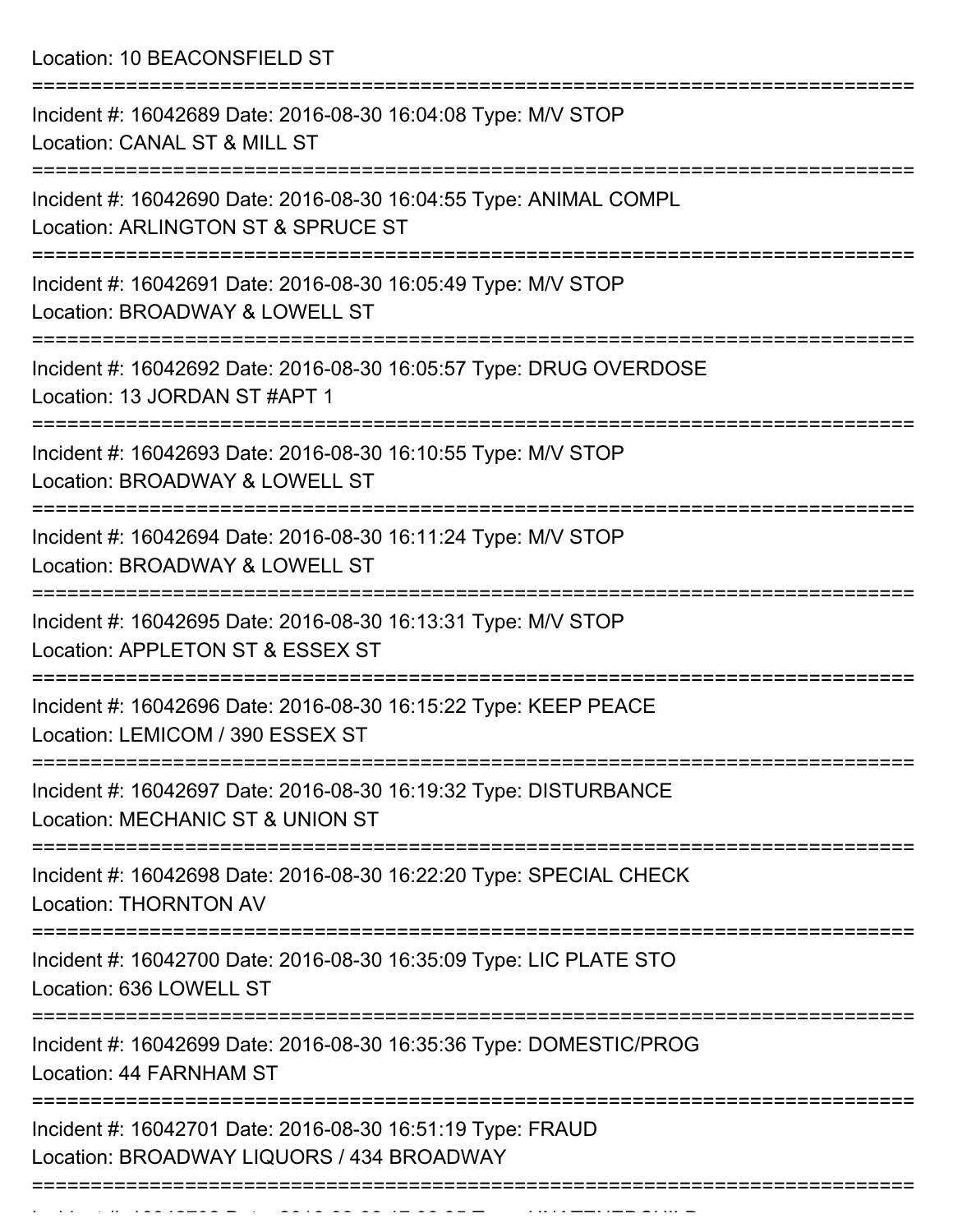Location: 10 BEACONSFIELD ST

===========================================================================

Incident #: 16042689 Date: 2016-08-30 16:04:08 Type: M/V STOP
Location: CANAL ST & MILL ST

===========================================================================

Incident #: 16042690 Date: 2016-08-30 16:04:55 Type: ANIMAL COMPL
Location: ARLINGTON ST & SPRUCE ST

===========================================================================

Incident #: 16042691 Date: 2016-08-30 16:05:49 Type: M/V STOP
Location: BROADWAY & LOWELL ST

===========================================================================

Incident #: 16042692 Date: 2016-08-30 16:05:57 Type: DRUG OVERDOSE
Location: 13 JORDAN ST #APT 1

===========================================================================

Incident #: 16042693 Date: 2016-08-30 16:10:55 Type: M/V STOP
Location: BROADWAY & LOWELL ST

===========================================================================

Incident #: 16042694 Date: 2016-08-30 16:11:24 Type: M/V STOP
Location: BROADWAY & LOWELL ST

===========================================================================

Incident #: 16042695 Date: 2016-08-30 16:13:31 Type: M/V STOP
Location: APPLETON ST & ESSEX ST

===========================================================================

Incident #: 16042696 Date: 2016-08-30 16:15:22 Type: KEEP PEACE
Location: LEMICOM / 390 ESSEX ST

===========================================================================

Incident #: 16042697 Date: 2016-08-30 16:19:32 Type: DISTURBANCE
Location: MECHANIC ST & UNION ST

===========================================================================

Incident #: 16042698 Date: 2016-08-30 16:22:20 Type: SPECIAL CHECK
Location: THORNTON AV

===========================================================================

Incident #: 16042700 Date: 2016-08-30 16:35:09 Type: LIC PLATE STO
Location: 636 LOWELL ST

===========================================================================

Incident #: 16042699 Date: 2016-08-30 16:35:36 Type: DOMESTIC/PROG
Location: 44 FARNHAM ST

===========================================================================

Incident #: 16042701 Date: 2016-08-30 16:51:19 Type: FRAUD
Location: BROADWAY LIQUORS / 434 BROADWAY

===========================================================================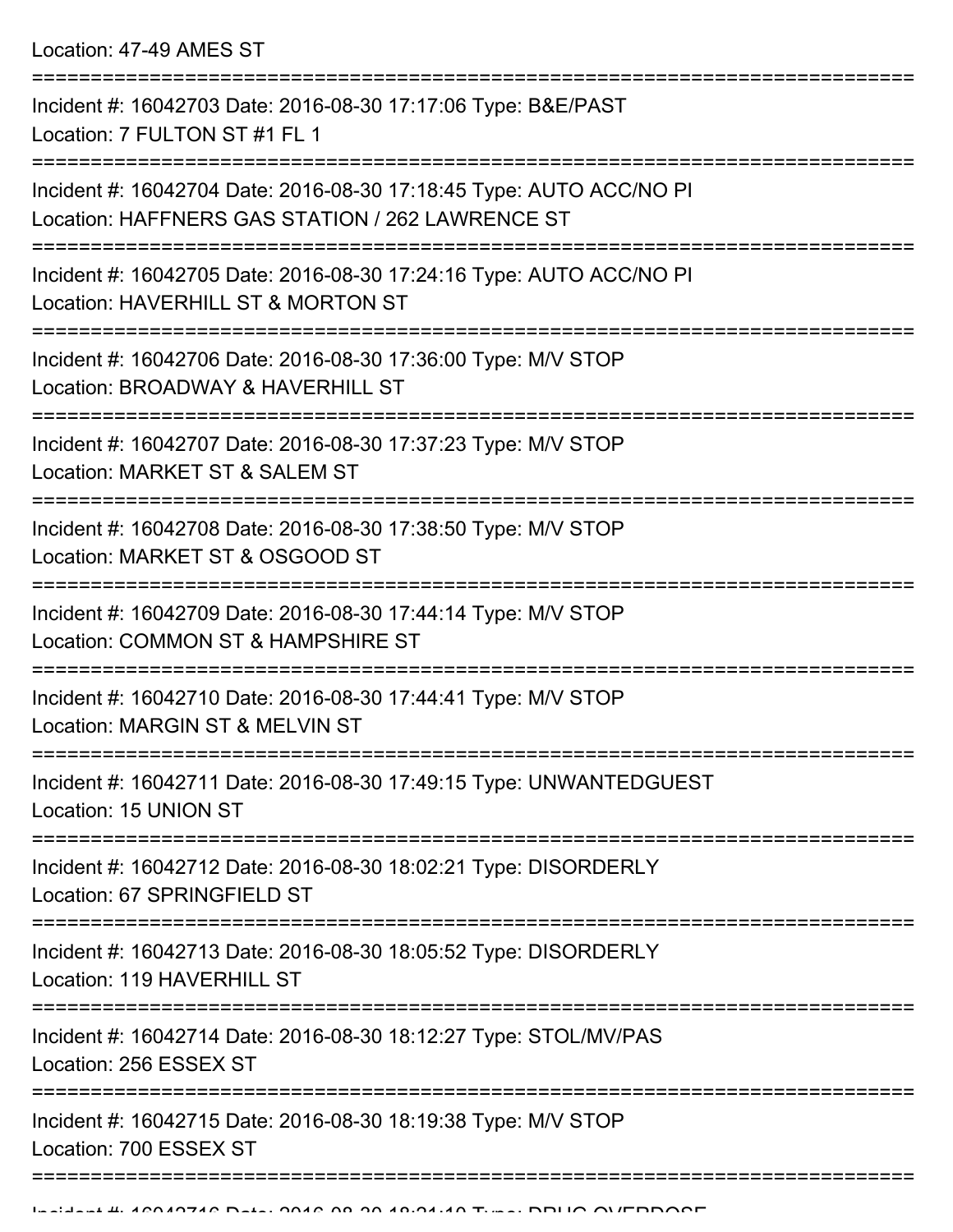Location: 47-49 AMES ST

===========================================================================

Incident #: 16042703 Date: 2016-08-30 17:17:06 Type: B&E/PAST
Location: 7 FULTON ST #1 FL 1

===========================================================================

Incident #: 16042704 Date: 2016-08-30 17:18:45 Type: AUTO ACC/NO PI
Location: HAFFNERS GAS STATION / 262 LAWRENCE ST

===========================================================================

Incident #: 16042705 Date: 2016-08-30 17:24:16 Type: AUTO ACC/NO PI
Location: HAVERHILL ST & MORTON ST

===========================================================================

Incident #: 16042706 Date: 2016-08-30 17:36:00 Type: M/V STOP
Location: BROADWAY & HAVERHILL ST

===========================================================================

Incident #: 16042707 Date: 2016-08-30 17:37:23 Type: M/V STOP
Location: MARKET ST & SALEM ST

===========================================================================

Incident #: 16042708 Date: 2016-08-30 17:38:50 Type: M/V STOP
Location: MARKET ST & OSGOOD ST

===========================================================================

Incident #: 16042709 Date: 2016-08-30 17:44:14 Type: M/V STOP
Location: COMMON ST & HAMPSHIRE ST

===========================================================================

Incident #: 16042710 Date: 2016-08-30 17:44:41 Type: M/V STOP
Location: MARGIN ST & MELVIN ST

===========================================================================

Incident #: 16042711 Date: 2016-08-30 17:49:15 Type: UNWANTEDGUEST
Location: 15 UNION ST

===========================================================================

Incident #: 16042712 Date: 2016-08-30 18:02:21 Type: DISORDERLY
Location: 67 SPRINGFIELD ST

===========================================================================

Incident #: 16042713 Date: 2016-08-30 18:05:52 Type: DISORDERLY
Location: 119 HAVERHILL ST

===========================================================================

Incident #: 16042714 Date: 2016-08-30 18:12:27 Type: STOL/MV/PAS
Location: 256 ESSEX ST

===========================================================================

Incident #: 16042715 Date: 2016-08-30 18:19:38 Type: M/V STOP
Location: 700 ESSEX ST

===========================================================================

Incident #: 16042716 Date: 2016-08-30 18:21:10 Type: DRUG OVERDOSE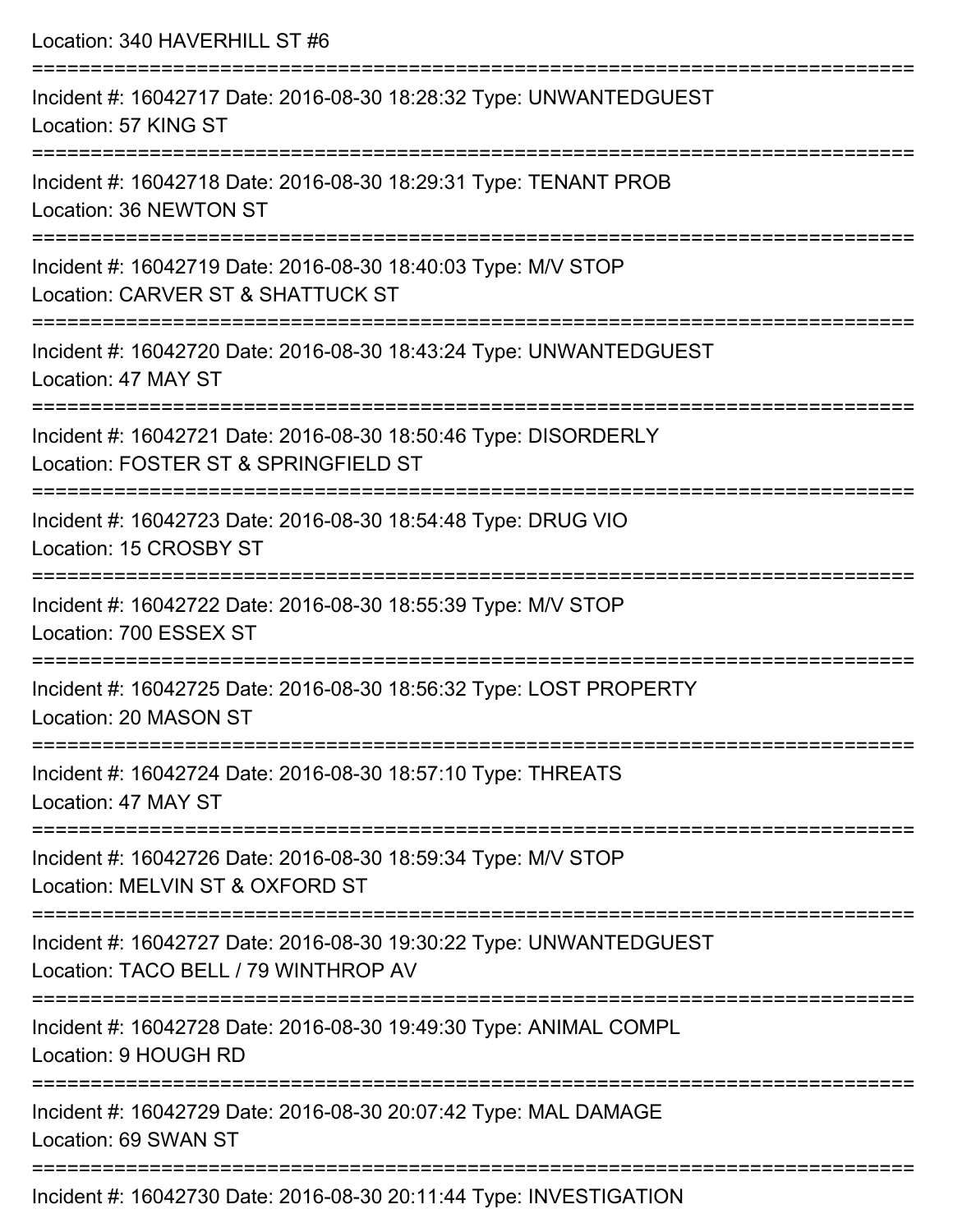Location: 340 HAVERHILL ST #6

===========================================================================

Incident #: 16042717 Date: 2016-08-30 18:28:32 Type: UNWANTEDGUEST
Location: 57 KING ST

===========================================================================

Incident #: 16042718 Date: 2016-08-30 18:29:31 Type: TENANT PROB
Location: 36 NEWTON ST

===========================================================================

Incident #: 16042719 Date: 2016-08-30 18:40:03 Type: M/V STOP
Location: CARVER ST & SHATTUCK ST

===========================================================================

Incident #: 16042720 Date: 2016-08-30 18:43:24 Type: UNWANTEDGUEST
Location: 47 MAY ST

===========================================================================

Incident #: 16042721 Date: 2016-08-30 18:50:46 Type: DISORDERLY
Location: FOSTER ST & SPRINGFIELD ST

===========================================================================

Incident #: 16042723 Date: 2016-08-30 18:54:48 Type: DRUG VIO
Location: 15 CROSBY ST

===========================================================================

Incident #: 16042722 Date: 2016-08-30 18:55:39 Type: M/V STOP
Location: 700 ESSEX ST

===========================================================================

Incident #: 16042725 Date: 2016-08-30 18:56:32 Type: LOST PROPERTY
Location: 20 MASON ST

===========================================================================

Incident #: 16042724 Date: 2016-08-30 18:57:10 Type: THREATS
Location: 47 MAY ST

===========================================================================

Incident #: 16042726 Date: 2016-08-30 18:59:34 Type: M/V STOP
Location: MELVIN ST & OXFORD ST

===========================================================================

Incident #: 16042727 Date: 2016-08-30 19:30:22 Type: UNWANTEDGUEST
Location: TACO BELL / 79 WINTHROP AV

===========================================================================

Incident #: 16042728 Date: 2016-08-30 19:49:30 Type: ANIMAL COMPL
Location: 9 HOUGH RD

===========================================================================

Incident #: 16042729 Date: 2016-08-30 20:07:42 Type: MAL DAMAGE
Location: 69 SWAN ST

===========================================================================

Incident #: 16042730 Date: 2016-08-30 20:11:44 Type: INVESTIGATION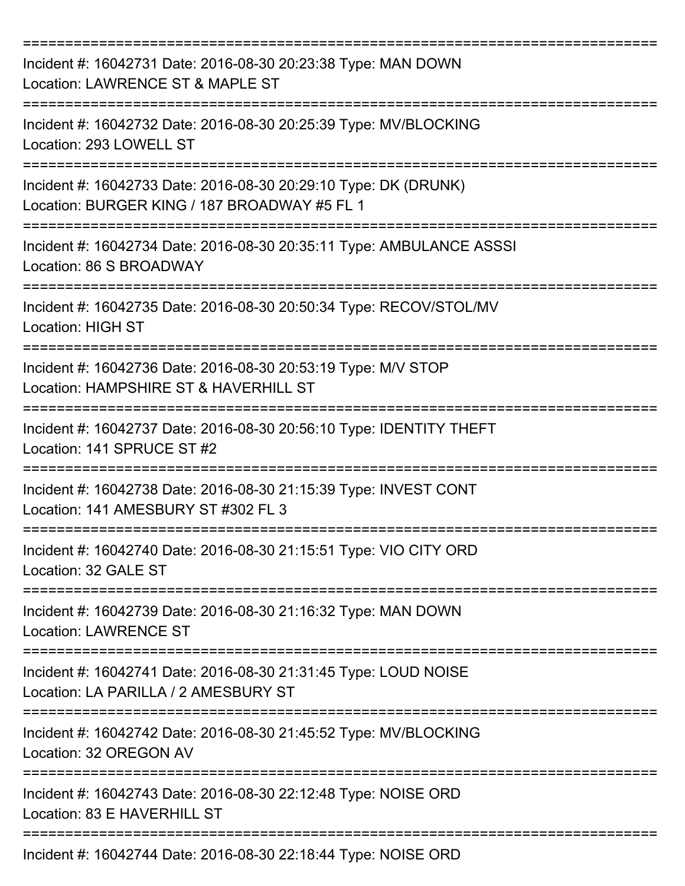===========================================================================

Incident #: 16042731 Date: 2016-08-30 20:23:38 Type: MAN DOWN
Location: LAWRENCE ST & MAPLE ST

===========================================================================

Incident #: 16042732 Date: 2016-08-30 20:25:39 Type: MV/BLOCKING
Location: 293 LOWELL ST

===========================================================================

Incident #: 16042733 Date: 2016-08-30 20:29:10 Type: DK (DRUNK)
Location: BURGER KING / 187 BROADWAY #5 FL 1

===========================================================================

Incident #: 16042734 Date: 2016-08-30 20:35:11 Type: AMBULANCE ASSSI
Location: 86 S BROADWAY

===========================================================================

Incident #: 16042735 Date: 2016-08-30 20:50:34 Type: RECOV/STOL/MV
Location: HIGH ST

===========================================================================

Incident #: 16042736 Date: 2016-08-30 20:53:19 Type: M/V STOP
Location: HAMPSHIRE ST & HAVERHILL ST

===========================================================================

Incident #: 16042737 Date: 2016-08-30 20:56:10 Type: IDENTITY THEFT
Location: 141 SPRUCE ST #2

===========================================================================

Incident #: 16042738 Date: 2016-08-30 21:15:39 Type: INVEST CONT
Location: 141 AMESBURY ST #302 FL 3

===========================================================================

Incident #: 16042740 Date: 2016-08-30 21:15:51 Type: VIO CITY ORD
Location: 32 GALE ST

===========================================================================

Incident #: 16042739 Date: 2016-08-30 21:16:32 Type: MAN DOWN
Location: LAWRENCE ST

===========================================================================

Incident #: 16042741 Date: 2016-08-30 21:31:45 Type: LOUD NOISE
Location: LA PARILLA / 2 AMESBURY ST

===========================================================================

Incident #: 16042742 Date: 2016-08-30 21:45:52 Type: MV/BLOCKING
Location: 32 OREGON AV

===========================================================================

Incident #: 16042743 Date: 2016-08-30 22:12:48 Type: NOISE ORD
Location: 83 E HAVERHILL ST

===========================================================================

Incident #: 16042744 Date: 2016-08-30 22:18:44 Type: NOISE ORD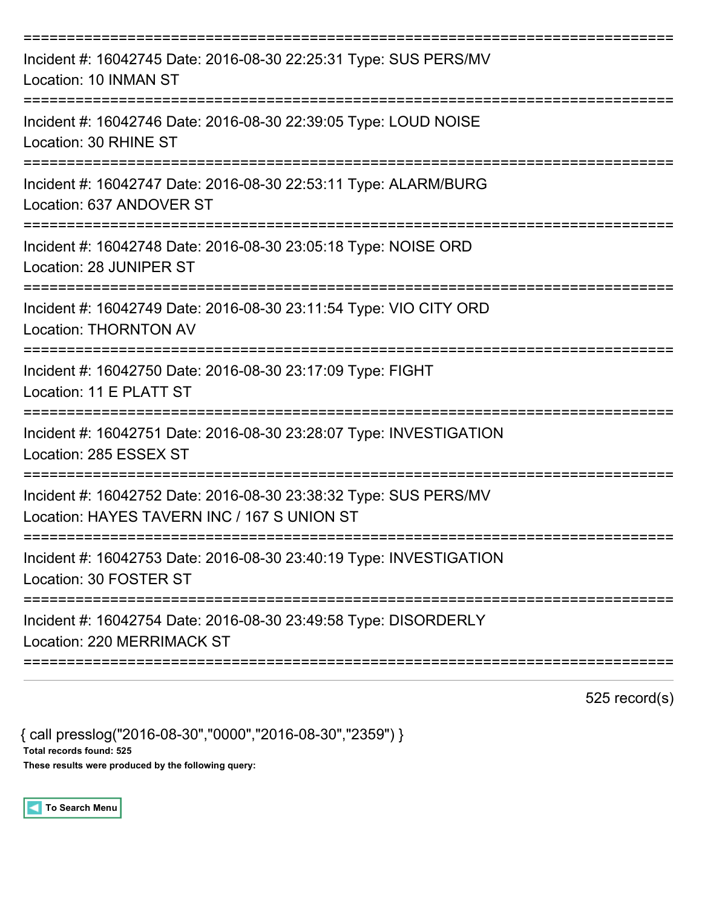===========================================================================

Incident #: 16042745 Date: 2016-08-30 22:25:31 Type: SUS PERS/MV
Location: 10 INMAN ST

===========================================================================

Incident #: 16042746 Date: 2016-08-30 22:39:05 Type: LOUD NOISE
Location: 30 RHINE ST

===========================================================================

Incident #: 16042747 Date: 2016-08-30 22:53:11 Type: ALARM/BURG
Location: 637 ANDOVER ST

===========================================================================

Incident #: 16042748 Date: 2016-08-30 23:05:18 Type: NOISE ORD
Location: 28 JUNIPER ST

===========================================================================

Incident #: 16042749 Date: 2016-08-30 23:11:54 Type: VIO CITY ORD
Location: THORNTON AV

===========================================================================

Incident #: 16042750 Date: 2016-08-30 23:17:09 Type: FIGHT
Location: 11 E PLATT ST

===========================================================================

Incident #: 16042751 Date: 2016-08-30 23:28:07 Type: INVESTIGATION
Location: 285 ESSEX ST

===========================================================================

Incident #: 16042752 Date: 2016-08-30 23:38:32 Type: SUS PERS/MV
Location: HAYES TAVERN INC / 167 S UNION ST

===========================================================================

Incident #: 16042753 Date: 2016-08-30 23:40:19 Type: INVESTIGATION
Location: 30 FOSTER ST

===========================================================================

Incident #: 16042754 Date: 2016-08-30 23:49:58 Type: DISORDERLY
Location: 220 MERRIMACK ST

===========================================================================

525 record(s)

{ call presslog("2016-08-30","0000","2016-08-30","2359") }

**Total records found: 525**

**These results were produced by the following query:**

To Search Menu